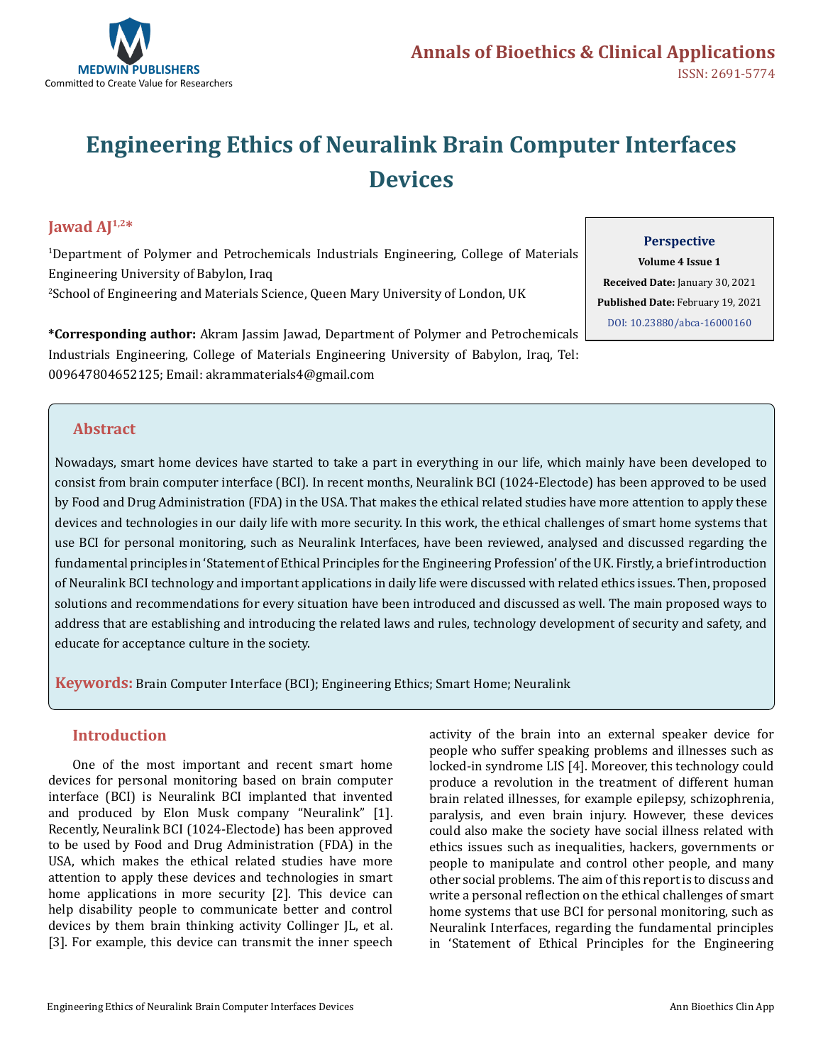# Engineering Ethics of Neuralink Brain Computer Interfaces Devices

**Jawad AJ[1,2]***

[1]Department of Polymer and Petrochemicals Industrials Engineering, College of Materials Engineering University of Babylon, Iraq

[2]School of Engineering and Materials Science, Queen Mary University of London, UK

**\*Corresponding author:** Akram Jassim Jawad, Department of Polymer and Petrochemicals Industrials Engineering, College of Materials Engineering University of Babylon, Iraq, Tel: 009647804652125; Email: akrammaterials4@gmail.com

**Perspective**

**Volume 4 Issue 1**

**Received Date:** January 30, 2021

**Published Date:** February 19, 2021

DOI: 10.23880/abca-16000160

## Abstract

Nowadays, smart home devices have started to take a part in everything in our life, which mainly have been developed to consist from brain computer interface (BCI). In recent months, Neuralink BCI (1024-Electode) has been approved to be used by Food and Drug Administration (FDA) in the USA. That makes the ethical related studies have more attention to apply these devices and technologies in our daily life with more security. In this work, the ethical challenges of smart home systems that use BCI for personal monitoring, such as Neuralink Interfaces, have been reviewed, analysed and discussed regarding the fundamental principles in 'Statement of Ethical Principles for the Engineering Profession' of the UK. Firstly, a brief introduction of Neuralink BCI technology and important applications in daily life were discussed with related ethics issues. Then, proposed solutions and recommendations for every situation have been introduced and discussed as well. The main proposed ways to address that are establishing and introducing the related laws and rules, technology development of security and safety, and educate for acceptance culture in the society.

**Keywords:** Brain Computer Interface (BCI); Engineering Ethics; Smart Home; Neuralink

## Introduction

One of the most important and recent smart home devices for personal monitoring based on brain computer interface (BCI) is Neuralink BCI implanted that invented and produced by Elon Musk company "Neuralink" [1]. Recently, Neuralink BCI (1024-Electode) has been approved to be used by Food and Drug Administration (FDA) in the USA, which makes the ethical related studies have more attention to apply these devices and technologies in smart home applications in more security [2]. This device can help disability people to communicate better and control devices by them brain thinking activity Collinger JL, et al. [3]. For example, this device can transmit the inner speech activity of the brain into an external speaker device for people who suffer speaking problems and illnesses such as locked-in syndrome LIS [4]. Moreover, this technology could produce a revolution in the treatment of different human brain related illnesses, for example epilepsy, schizophrenia, paralysis, and even brain injury. However, these devices could also make the society have social illness related with ethics issues such as inequalities, hackers, governments or people to manipulate and control other people, and many other social problems. The aim of this report is to discuss and write a personal reflection on the ethical challenges of smart home systems that use BCI for personal monitoring, such as Neuralink Interfaces, regarding the fundamental principles in 'Statement of Ethical Principles for the Engineering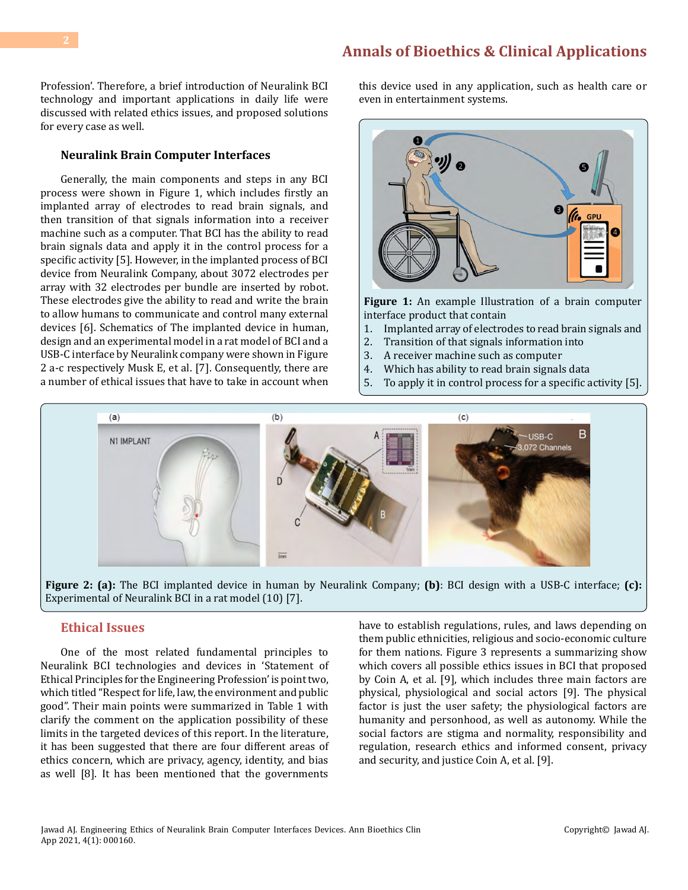Profession'. Therefore, a brief introduction of Neuralink BCI technology and important applications in daily life were discussed with related ethics issues, and proposed solutions for every case as well.

### Neuralink Brain Computer Interfaces

Generally, the main components and steps in any BCI process were shown in Figure 1, which includes firstly an implanted array of electrodes to read brain signals, and then transition of that signals information into a receiver machine such as a computer. That BCI has the ability to read brain signals data and apply it in the control process for a specific activity [5]. However, in the implanted process of BCI device from Neuralink Company, about 3072 electrodes per array with 32 electrodes per bundle are inserted by robot. These electrodes give the ability to read and write the brain to allow humans to communicate and control many external devices [6]. Schematics of The implanted device in human, design and an experimental model in a rat model of BCI and a USB-C interface by Neuralink company were shown in Figure 2 a-c respectively Musk E, et al. [7]. Consequently, there are a number of ethical issues that have to take in account when this device used in any application, such as health care or even in entertainment systems.

**Figure 1:** An example Illustration of a brain computer interface product that contain

1. Implanted array of electrodes to read brain signals and
2. Transition of that signals information into
3. A receiver machine such as computer
4. Which has ability to read brain signals data
5. To apply it in control process for a specific activity [5].

**Figure 2: (a):** The BCI implanted device in human by Neuralink Company; **(b)**: BCI design with a USB-C interface; **(c):** Experimental of Neuralink BCI in a rat model (10) [7].

## Ethical Issues

One of the most related fundamental principles to Neuralink BCI technologies and devices in 'Statement of Ethical Principles for the Engineering Profession' is point two, which titled "Respect for life, law, the environment and public good". Their main points were summarized in Table 1 with clarify the comment on the application possibility of these limits in the targeted devices of this report. In the literature, it has been suggested that there are four different areas of ethics concern, which are privacy, agency, identity, and bias as well [8]. It has been mentioned that the governments have to establish regulations, rules, and laws depending on them public ethnicities, religious and socio-economic culture for them nations. Figure 3 represents a summarizing show which covers all possible ethics issues in BCI that proposed by Coin A, et al. [9], which includes three main factors are physical, physiological and social actors [9]. The physical factor is just the user safety; the physiological factors are humanity and personhood, as well as autonomy. While the social factors are stigma and normality, responsibility and regulation, research ethics and informed consent, privacy and security, and justice Coin A, et al. [9].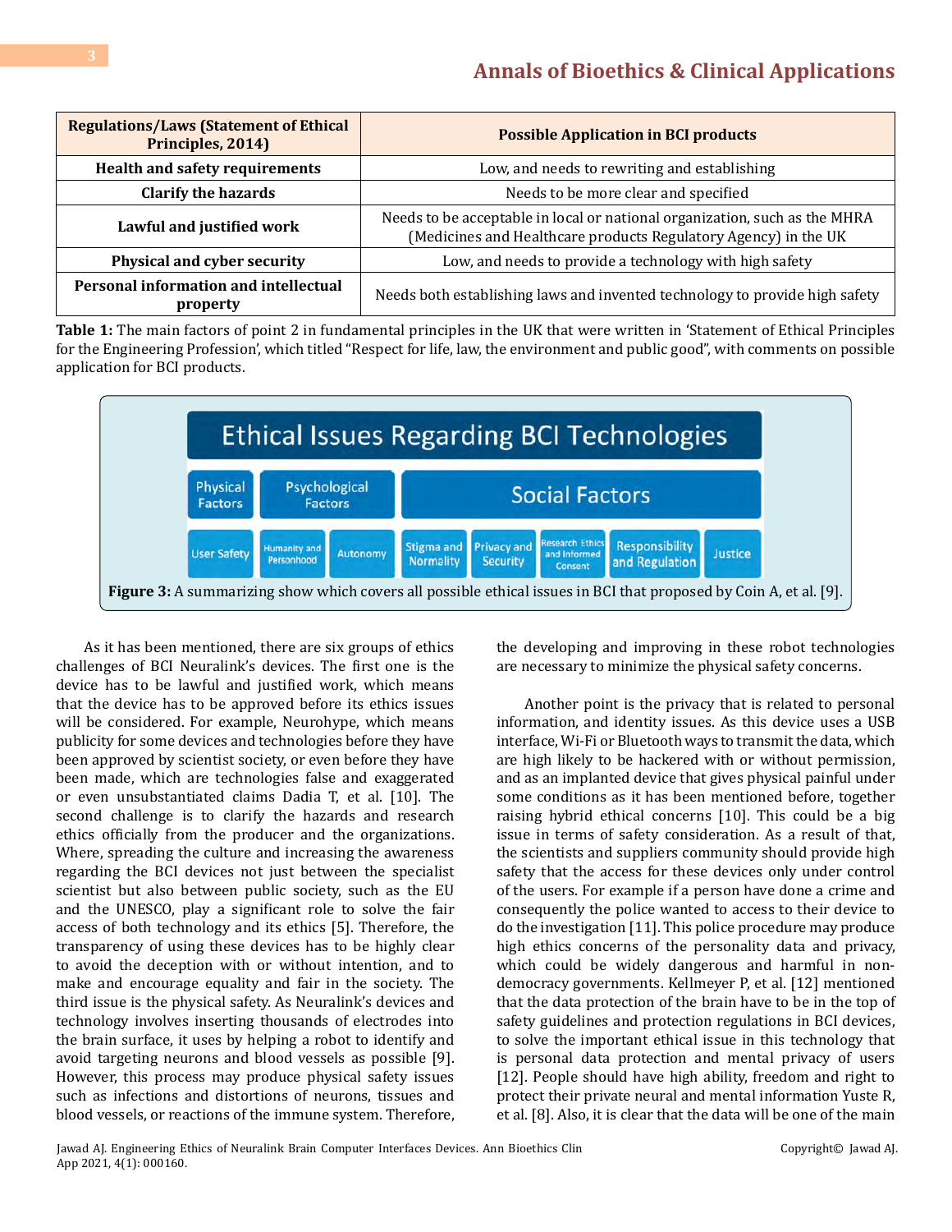| Regulations/Laws (Statement of Ethical Principles, 2014) | Possible Application in BCI products |
|---|---|
| Health and safety requirements | Low, and needs to rewriting and establishing |
| Clarify the hazards | Needs to be more clear and specified |
| Lawful and justified work | Needs to be acceptable in local or national organization, such as the MHRA (Medicines and Healthcare products Regulatory Agency) in the UK |
| Physical and cyber security | Low, and needs to provide a technology with high safety |
| Personal information and intellectual property | Needs both establishing laws and invented technology to provide high safety |

**Table 1:** The main factors of point 2 in fundamental principles in the UK that were written in 'Statement of Ethical Principles for the Engineering Profession', which titled "Respect for life, law, the environment and public good", with comments on possible application for BCI products.

**Figure 3:** A summarizing show which covers all possible ethical issues in BCI that proposed by Coin A, et al. [9].

As it has been mentioned, there are six groups of ethics challenges of BCI Neuralink's devices. The first one is the device has to be lawful and justified work, which means that the device has to be approved before its ethics issues will be considered. For example, Neurohype, which means publicity for some devices and technologies before they have been approved by scientist society, or even before they have been made, which are technologies false and exaggerated or even unsubstantiated claims Dadia T, et al. [10]. The second challenge is to clarify the hazards and research ethics officially from the producer and the organizations. Where, spreading the culture and increasing the awareness regarding the BCI devices not just between the specialist scientist but also between public society, such as the EU and the UNESCO, play a significant role to solve the fair access of both technology and its ethics [5]. Therefore, the transparency of using these devices has to be highly clear to avoid the deception with or without intention, and to make and encourage equality and fair in the society. The third issue is the physical safety. As Neuralink's devices and technology involves inserting thousands of electrodes into the brain surface, it uses by helping a robot to identify and avoid targeting neurons and blood vessels as possible [9]. However, this process may produce physical safety issues such as infections and distortions of neurons, tissues and blood vessels, or reactions of the immune system. Therefore, the developing and improving in these robot technologies are necessary to minimize the physical safety concerns.

Another point is the privacy that is related to personal information, and identity issues. As this device uses a USB interface, Wi-Fi or Bluetooth ways to transmit the data, which are high likely to be hackered with or without permission, and as an implanted device that gives physical painful under some conditions as it has been mentioned before, together raising hybrid ethical concerns [10]. This could be a big issue in terms of safety consideration. As a result of that, the scientists and suppliers community should provide high safety that the access for these devices only under control of the users. For example if a person have done a crime and consequently the police wanted to access to their device to do the investigation [11]. This police procedure may produce high ethics concerns of the personality data and privacy, which could be widely dangerous and harmful in non-democracy governments. Kellmeyer P, et al. [12] mentioned that the data protection of the brain have to be in the top of safety guidelines and protection regulations in BCI devices, to solve the important ethical issue in this technology that is personal data protection and mental privacy of users [12]. People should have high ability, freedom and right to protect their private neural and mental information Yuste R, et al. [8]. Also, it is clear that the data will be one of the main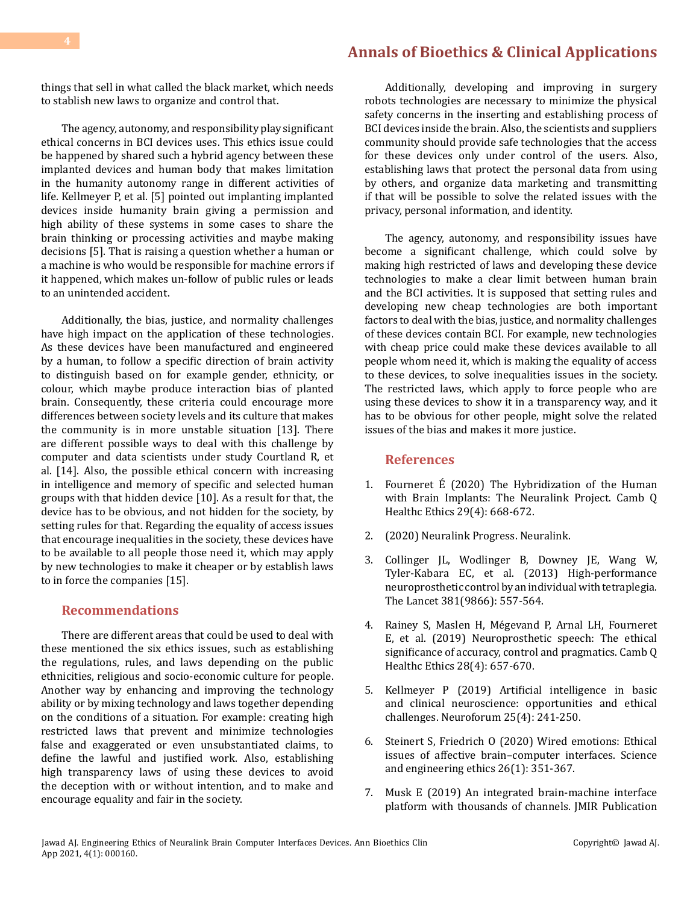things that sell in what called the black market, which needs to stablish new laws to organize and control that.

The agency, autonomy, and responsibility play significant ethical concerns in BCI devices uses. This ethics issue could be happened by shared such a hybrid agency between these implanted devices and human body that makes limitation in the humanity autonomy range in different activities of life. Kellmeyer P, et al. [5] pointed out implanting implanted devices inside humanity brain giving a permission and high ability of these systems in some cases to share the brain thinking or processing activities and maybe making decisions [5]. That is raising a question whether a human or a machine is who would be responsible for machine errors if it happened, which makes un-follow of public rules or leads to an unintended accident.

Additionally, the bias, justice, and normality challenges have high impact on the application of these technologies. As these devices have been manufactured and engineered by a human, to follow a specific direction of brain activity to distinguish based on for example gender, ethnicity, or colour, which maybe produce interaction bias of planted brain. Consequently, these criteria could encourage more differences between society levels and its culture that makes the community is in more unstable situation [13]. There are different possible ways to deal with this challenge by computer and data scientists under study Courtland R, et al. [14]. Also, the possible ethical concern with increasing in intelligence and memory of specific and selected human groups with that hidden device [10]. As a result for that, the device has to be obvious, and not hidden for the society, by setting rules for that. Regarding the equality of access issues that encourage inequalities in the society, these devices have to be available to all people those need it, which may apply by new technologies to make it cheaper or by establish laws to in force the companies [15].

## Recommendations

There are different areas that could be used to deal with these mentioned the six ethics issues, such as establishing the regulations, rules, and laws depending on the public ethnicities, religious and socio-economic culture for people. Another way by enhancing and improving the technology ability or by mixing technology and laws together depending on the conditions of a situation. For example: creating high restricted laws that prevent and minimize technologies false and exaggerated or even unsubstantiated claims, to define the lawful and justified work. Also, establishing high transparency laws of using these devices to avoid the deception with or without intention, and to make and encourage equality and fair in the society.

Additionally, developing and improving in surgery robots technologies are necessary to minimize the physical safety concerns in the inserting and establishing process of BCI devices inside the brain. Also, the scientists and suppliers community should provide safe technologies that the access for these devices only under control of the users. Also, establishing laws that protect the personal data from using by others, and organize data marketing and transmitting if that will be possible to solve the related issues with the privacy, personal information, and identity.

The agency, autonomy, and responsibility issues have become a significant challenge, which could solve by making high restricted of laws and developing these device technologies to make a clear limit between human brain and the BCI activities. It is supposed that setting rules and developing new cheap technologies are both important factors to deal with the bias, justice, and normality challenges of these devices contain BCI. For example, new technologies with cheap price could make these devices available to all people whom need it, which is making the equality of access to these devices, to solve inequalities issues in the society. The restricted laws, which apply to force people who are using these devices to show it in a transparency way, and it has to be obvious for other people, might solve the related issues of the bias and makes it more justice.

## References

1. Fourneret É (2020) The Hybridization of the Human with Brain Implants: The Neuralink Project. Camb Q Healthc Ethics 29(4): 668-672.
2. (2020) Neuralink Progress. Neuralink.
3. Collinger JL, Wodlinger B, Downey JE, Wang W, Tyler-Kabara EC, et al. (2013) High-performance neuroprosthetic control by an individual with tetraplegia. The Lancet 381(9866): 557-564.
4. Rainey S, Maslen H, Mégevand P, Arnal LH, Fourneret E, et al. (2019) Neuroprosthetic speech: The ethical significance of accuracy, control and pragmatics. Camb Q Healthc Ethics 28(4): 657-670.
5. Kellmeyer P (2019) Artificial intelligence in basic and clinical neuroscience: opportunities and ethical challenges. Neuroforum 25(4): 241-250.
6. Steinert S, Friedrich O (2020) Wired emotions: Ethical issues of affective brain–computer interfaces. Science and engineering ethics 26(1): 351-367.
7. Musk E (2019) An integrated brain-machine interface platform with thousands of channels. JMIR Publication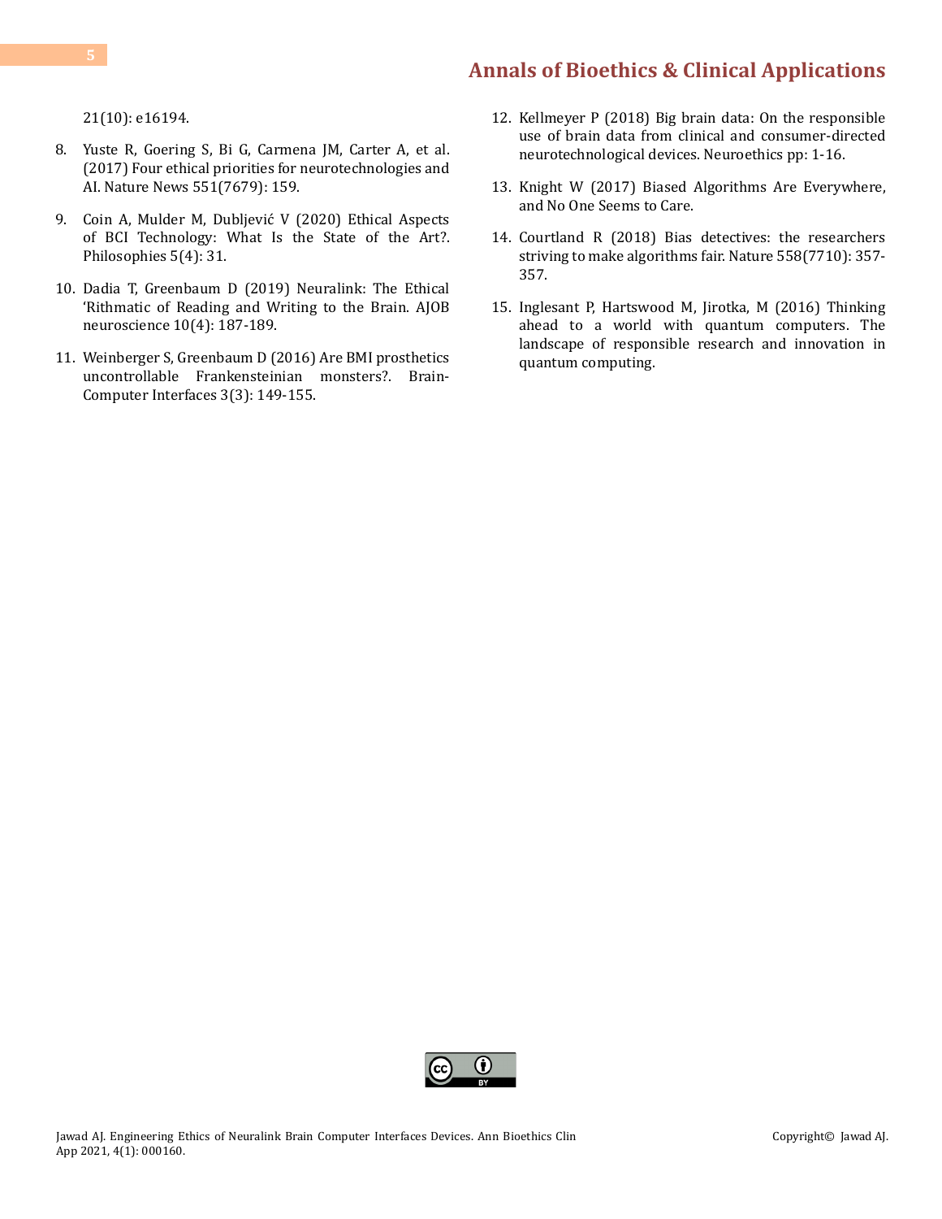21(10): e16194.

8. Yuste R, Goering S, Bi G, Carmena JM, Carter A, et al. (2017) Four ethical priorities for neurotechnologies and AI. Nature News 551(7679): 159.

9. Coin A, Mulder M, Dubljević V (2020) Ethical Aspects of BCI Technology: What Is the State of the Art?. Philosophies 5(4): 31.

10. Dadia T, Greenbaum D (2019) Neuralink: The Ethical 'Rithmatic of Reading and Writing to the Brain. AJOB neuroscience 10(4): 187-189.

11. Weinberger S, Greenbaum D (2016) Are BMI prosthetics uncontrollable Frankensteinian monsters?. Brain-Computer Interfaces 3(3): 149-155.

12. Kellmeyer P (2018) Big brain data: On the responsible use of brain data from clinical and consumer-directed neurotechnological devices. Neuroethics pp: 1-16.

13. Knight W (2017) Biased Algorithms Are Everywhere, and No One Seems to Care.

14. Courtland R (2018) Bias detectives: the researchers striving to make algorithms fair. Nature 558(7710): 357-357.

15. Inglesant P, Hartswood M, Jirotka, M (2016) Thinking ahead to a world with quantum computers. The landscape of responsible research and innovation in quantum computing.